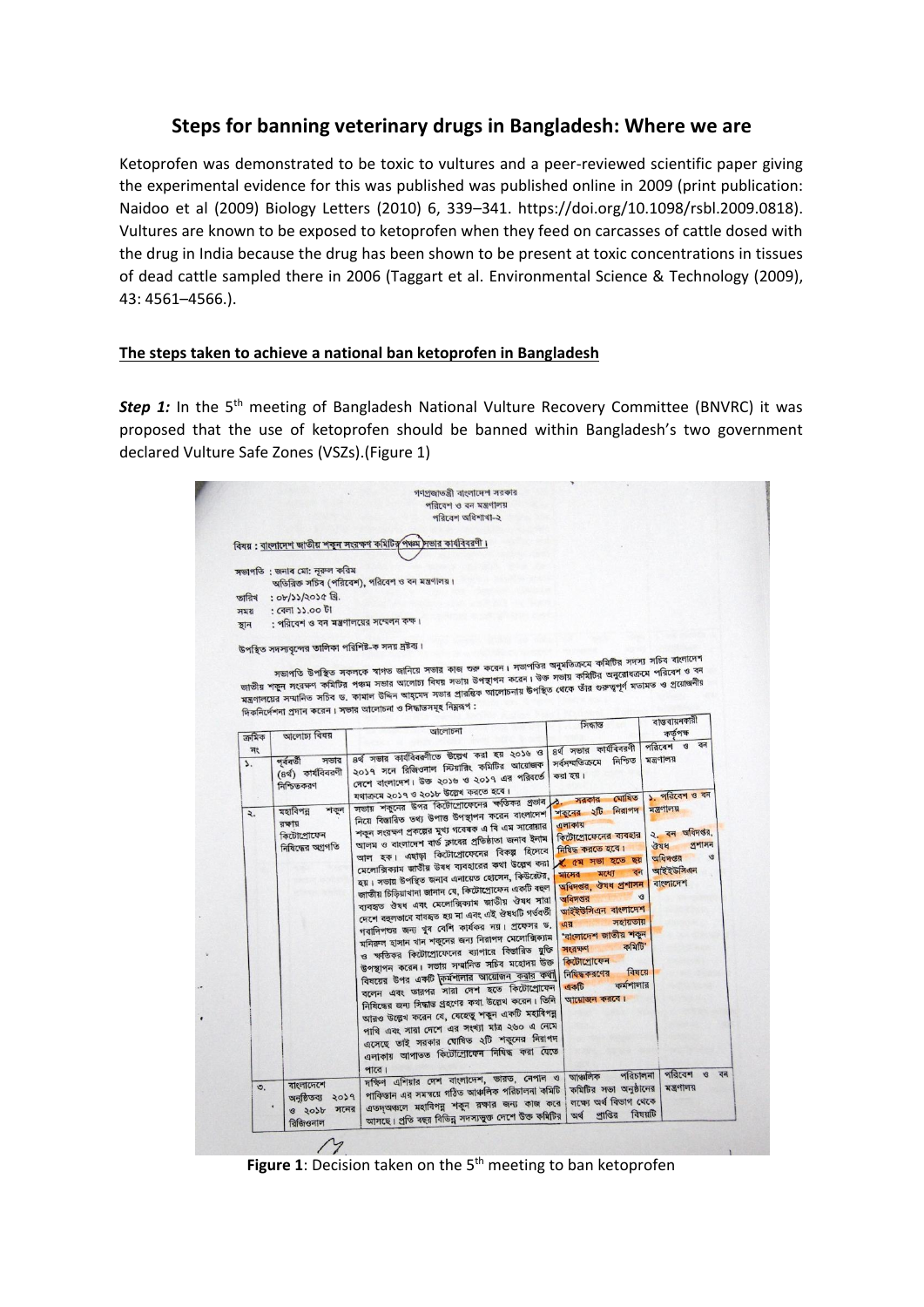# Steps for banning veterinary drugs in Bangladesh: Where we are

Ketoprofen was demonstrated to be toxic to vultures and a peer-reviewed scientific paper giving the experimental evidence for this was published was published online in 2009 (print publication: Naidoo et al (2009) Biology Letters (2010) 6, 339–341. https://doi.org/10.1098/rsbl.2009.0818). Vultures are known to be exposed to ketoprofen when they feed on carcasses of cattle dosed with the drug in India because the drug has been shown to be present at toxic concentrations in tissues of dead cattle sampled there in 2006 (Taggart et al. Environmental Science & Technology (2009), 43: 4561–4566.).

## The steps taken to achieve a national ban ketoprofen in Bangladesh

***Step 1:*** In the 5th meeting of Bangladesh National Vulture Recovery Committee (BNVRC) it was proposed that the use of ketoprofen should be banned within Bangladesh's two government declared Vulture Safe Zones (VSZs).(Figure 1)

গণপ্রজাতন্ত্রী বাংলাদেশ সরকার
পরিবেশ ও বন মন্ত্রণালয়
পরিবেশ অধিশাখা-২

বিষয় : বাংলাদেশ জাতীয় শকুন সংরক্ষণ কমিটির পঞ্চম সভার কার্যবিবরণী।

সভাপতি : জনাব মো: নূরুল করিম
অতিরিক্ত সচিব (পরিবেশ), পরিবেশ ও বন মন্ত্রণালয়।
তারিখ : ০৮/১১/২০১৫ খ্রি.
সময় : বেলা ১১.০০ টা
স্থান : পরিবেশ ও বন মন্ত্রণালয়ের সম্মেলন কক্ষ।

উপস্থিত সদস্যবৃন্দের তালিকা পরিশিষ্ট-ক সদয় দ্রষ্টব্য।

সভাপতি উপস্থিত সকলকে স্বাগত জানিয়ে সভার কাজ শুরু করেন। সভাপতির অনুমতিক্রমে কমিটির সদস্য সচিব বাংলাদেশ জাতীয় শকুন সংরক্ষণ কমিটির পঞ্চম সভার আলোচ্য বিষয় সভায় উপস্থাপন করেন। উক্ত সভায় কমিটির অনুরোধক্রমে পরিবেশ ও বন মন্ত্রণালয়ের সম্মানিত সচিব ড. কামাল উদ্দিন আহমেদ সভার প্রারম্ভিক আলোচনায় উপস্থিত থেকে তাঁর গুরুত্বপূর্ণ মতামত ও প্রয়োজনীয় দিকনির্দেশনা প্রদান করেন। সভার আলোচনা ও সিদ্ধান্তসমূহ নিম্নরূপ :

| ক্রমিক নং | আলোচ্য বিষয় | আলোচনা | সিদ্ধান্ত | বাস্তবায়নকারী কর্তৃপক্ষ |
|---|---|---|---|---|
| ১. | পূর্ববর্তী সভার (৪র্থ) কার্যবিবরণী নিশ্চিতকরণ | ৪র্থ সভার কার্যবিবরণীতে উল্লেখ করা হয় ২০১৬ ও ২০১৭ সনে রিজিওনাল স্টিয়ারিং কমিটির আয়োজক দেশে বাংলাদেশ। উক্ত ২০১৬ ও ২০১৭ এর পরিবর্তে যথাক্রমে ২০১৭ ও ২০১৮ উল্লেখ করতে হবে। | ৪র্থ সভার কার্যবিবরণী সর্বসম্মতিক্রমে নিশ্চিত করা হয়। | পরিবেশ ও বন মন্ত্রণালয় |
| ২. | মহাবিপন্ন শকুন রক্ষায় কিটোপ্রোফেন নিষিদ্ধের অগ্রগতি | সভায় শকুনের উপর কিটোপ্রোফেনের ক্ষতিকর প্রভাব নিয়ে বিস্তারিত তথ্য উপাত্ত উপস্থাপন করেন বাংলাদেশ শকুন সংরক্ষণ প্রকল্পের মুখ্য গবেষক এ বি এম সারোয়ার আলম ও বাংলাদেশ বার্ড ক্লাবের প্রতিষ্ঠাতা জনাব ইনাম আল হক। এছাড়া কিটোপ্রোফেনের বিকল্প হিসেবে মেলোক্সিক্যাম জাতীয় ঔষধ ব্যবহারের কথা উল্লেখ করা হয়। সভায় উপস্থিত জনাব এনায়েত হোসেন, কিউরেটর, জাতীয় চিড়িয়াখানা জানান যে, কিটোপ্রোফেন একটি বহুল ব্যবহৃত ঔষধ এবং মেলোক্সিক্যাম জাতীয় ঔষধ দ্বারা দেশে বহুলভাবে ব্যবহৃত হয় না এবং এই ঔষধটি গর্ভবর্তী গবাদিপশুর জন্য খুব বেশি কার্যকর নয়। প্রফেসর ড. মনিরুল হাসান খান শকুনের জন্য নিরাপদ মেলোক্সিক্যাম ও ক্ষতিকর কিটোপ্রোফেনের ব্যাপারে বিস্তারিত যুক্তি উপস্থাপন করেন। সভায় সম্মানিত সচিব মহোদয় উক্ত বিষয়ের উপর একটি কর্মশালার আয়োজন করার কথা বলেন এবং তারপর সারা দেশ হতে কিটোপ্রোফেন নিষিদ্ধের জন্য সিদ্ধান্ত গ্রহণের কথা উল্লেখ করেন। তিনি আরও উল্লেখ করেন যে, যেহেতু শকুন একটি মহাবিপন্ন পাখি এবং সারা দেশে এর সংখ্যা মাত্র ২৬০ এ নেমে এসেছে তাই সরকার ঘোষিত ২টি শকুনের নিরাপদ এলাকায় আপাতত কিটোপ্রোফেন নিষিদ্ধ করা যেতে পারে। | ১. সরকার ঘোষিত শকুনের ২টি নিরাপদ এলাকায় কিটোপ্রোফেনের ব্যবহার নিষিদ্ধ করতে হবে। ২. ৫ম সভা হতে ছয় মাসের মধ্যে বন অধিদপ্তর, ঔষধ প্রশাসন অধিদপ্তর ও আইইউসিএন বাংলাদেশ এর সহায়তায় 'বাংলাদেশ জাতীয় শকুন সংরক্ষণ কমিটি' কিটোপ্রোফেন নিষিদ্ধকরণের বিষয়ে একটি কর্মশালার আয়োজন করবে। | ১. পরিবেশ ও বন মন্ত্রণালয় ২. বন অধিদপ্তর, ঔষধ প্রশাসন অধিদপ্তর ও আইইউসিএন বাংলাদেশ |
| ৩. | বাংলাদেশে অনুষ্ঠিতব্য ২০১৭ ও ২০১৮ সনের রিজিওনাল | দক্ষিণ এশিয়ার দেশ বাংলাদেশ, ভারত, নেপাল ও পাকিস্তান এর সমন্বয়ে গঠিত আঞ্চলিক পরিচালনা কমিটি এতদঞ্চলে মহাবিপন্ন শকুন রক্ষার জন্য কাজ করে আসছে। প্রতি বছর বিভিন্ন সদস্যভুক্ত দেশে উক্ত কমিটির | আঞ্চলিক পরিচালনা কমিটির সভা অনুষ্ঠানের লক্ষ্যে অর্থ বিভাগ থেকে অর্থ প্রাপ্তির বিষয়টি | পরিবেশ ও বন মন্ত্রণালয় |

**Figure 1**: Decision taken on the 5th meeting to ban ketoprofen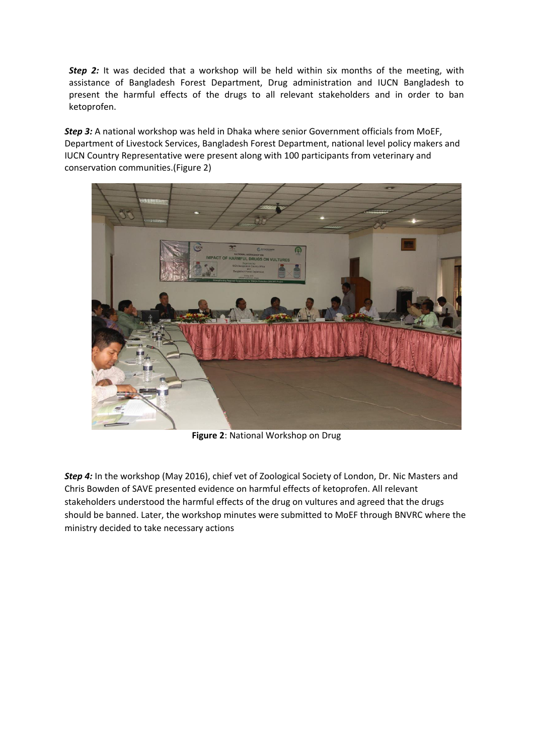***Step 2:*** It was decided that a workshop will be held within six months of the meeting, with assistance of Bangladesh Forest Department, Drug administration and IUCN Bangladesh to present the harmful effects of the drugs to all relevant stakeholders and in order to ban ketoprofen.

***Step 3:*** A national workshop was held in Dhaka where senior Government officials from MoEF, Department of Livestock Services, Bangladesh Forest Department, national level policy makers and IUCN Country Representative were present along with 100 participants from veterinary and conservation communities.(Figure 2)

**Figure 2**: National Workshop on Drug

***Step 4:*** In the workshop (May 2016), chief vet of Zoological Society of London, Dr. Nic Masters and Chris Bowden of SAVE presented evidence on harmful effects of ketoprofen. All relevant stakeholders understood the harmful effects of the drug on vultures and agreed that the drugs should be banned. Later, the workshop minutes were submitted to MoEF through BNVRC where the ministry decided to take necessary actions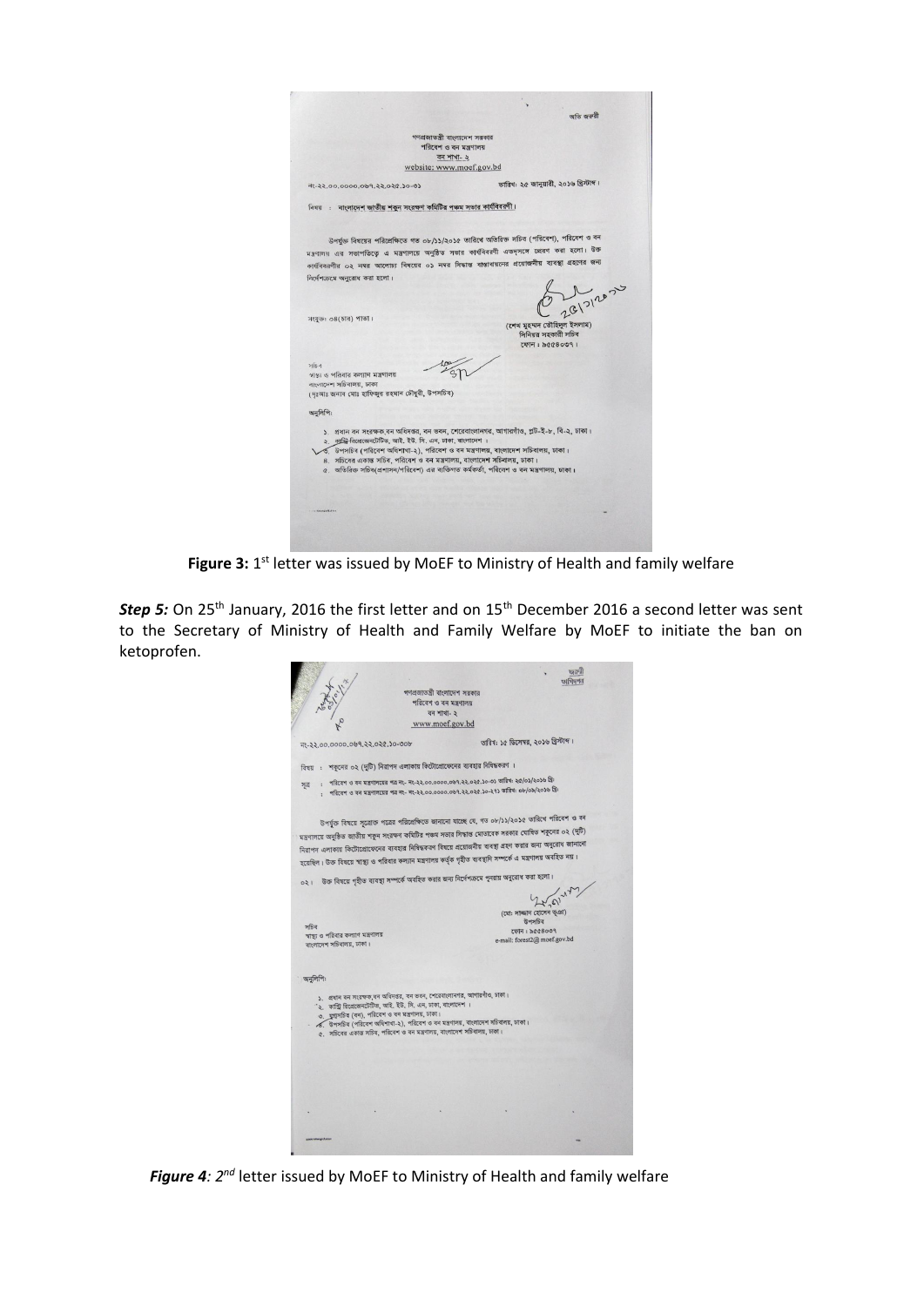অতি জরুরী

গণপ্রজাতন্ত্রী বাংলাদেশ সরকার
পরিবেশ ও বন মন্ত্রণালয়
বন শাখা- ২
website: www.moef.gov.bd

নং-২২.০০.০০০০.০৬৭.২২.০২৫.১০-৩১ তারিখ: ২৫ জানুয়ারী, ২০১৬ খ্রিস্টাব্দ।

বিষয় : বাংলাদেশ জাতীয় শকুন সংরক্ষণ কমিটির পঞ্চম সভার কার্যবিবরণী।

উপর্যুক্ত বিষয়ের পরিপ্রেক্ষিতে গত ০৮/১১/২০১৫ তারিখে অতিরিক্ত সচিব (পরিবেশ), পরিবেশ ও বন মন্ত্রণালয় এর সভাপতিত্বে এ মন্ত্রণালয়ে অনুষ্ঠিত সভার কার্যবিবরণী এতদসঙ্গে প্রেরণ করা হলো। উক্ত কার্যবিবরণীর ০২ নম্বর আলোচ্য বিষয়ের ০১ নম্বর সিদ্ধান্ত বাস্তবায়নের প্রয়োজনীয় ব্যবস্থা গ্রহণের জন্য নির্দেশক্রমে অনুরোধ করা হলো।

সংযুক্ত: ০৪(চার) পাতা।

(শেখ মুহম্মদ তৌহিদুল ইসলাম)
সিনিয়র সহকারী সচিব
ফোন: ৯৫৫৪০৩৭।

সচিব
স্বাস্থ্য ও পরিবার কল্যাণ মন্ত্রণালয়
বাংলাদেশ সচিবালয়, ঢাকা
(দৃঃআঃ জনাব মোঃ হাফিজুর রহমান চৌধুরী, উপসচিব)

অনুলিপি:

১. প্রধান বন সংরক্ষক,বন অধিদপ্তর, বন ভবন, শেরেবাংলানগর, আগারগাঁও, প্লট-ই-৮, বি-২, ঢাকা।
২. কান্ট্রি রিপ্রেজেন্টেটিভ, আই. ইউ. সি. এন, ঢাকা, বাংলাদেশ।
৩. উপসচিব (পরিবেশ অধিশাখা-২), পরিবেশ ও বন মন্ত্রণালয়, বাংলাদেশ সচিবালয়, ঢাকা।
৪. সচিবের একান্ত সচিব, পরিবেশ ও বন মন্ত্রণালয়, বাংলাদেশ সচিবালয়, ঢাকা।
৫. অতিরিক্ত সচিব(প্রশাসন/পরিবেশ) এর ব্যক্তিগত কর্মকর্তা, পরিবেশ ও বন মন্ত্রণালয়, ঢাকা।

**Figure 3:** 1st letter was issued by MoEF to Ministry of Health and family welfare

***Step 5:*** On 25th January, 2016 the first letter and on 15th December 2016 a second letter was sent to the Secretary of Ministry of Health and Family Welfare by MoEF to initiate the ban on ketoprofen.

জরুরী

গণপ্রজাতন্ত্রী বাংলাদেশ সরকার
পরিবেশ ও বন মন্ত্রণালয়
বন শাখা- ২
www.moef.gov.bd

নং-২২.০০.০০০০.০৬৭.২২.০২৫.১০-৩০৮ তারিখ: ১৫ ডিসেম্বর, ২০১৬ খ্রিস্টাব্দ।

বিষয় : শকুনের ০২ (দুটি) নিরাপদ এলাকায় কিটোপ্রোফেনের ব্যবহার নিষিদ্ধকরণ।

সূত্র : পরিবেশ ও বন মন্ত্রণালয়ের পত্র নং- নং-২২.০০.০০০০.০৬৭.২২.০২৫.১০-৩১ তারিখ: ২৫/০১/২০১৬ খ্রি:
: পরিবেশ ও বন মন্ত্রণালয়ের পত্র নং- নং-২২.০০.০০০০.০৬৭.২২.০২৫.১০-২১১ তারিখ: ০৮/০৯/২০১৬ খ্রি:

উপর্যুক্ত বিষয়ে সূত্রোক্ত পত্রের পরিপ্রেক্ষিতে জানানো যাচ্ছে যে, গত ০৮/১১/২০১৫ তারিখে পরিবেশ ও বন মন্ত্রণালয়ে অনুষ্ঠিত জাতীয় শকুন সংরক্ষণ কমিটির পঞ্চম সভার সিদ্ধান্ত মোতাবেক সরকার ঘোষিত শকুনের ০২ (দুটি) নিরাপদ এলাকায় কিটোপ্রোফেনের ব্যবহার নিষিদ্ধকরণ বিষয়ে প্রয়োজনীয় ব্যবস্থা গ্রহণ করার জন্য অনুরোধ জানানো হয়েছিল। উক্ত বিষয়ে স্বাস্থ্য ও পরিবার কল্যাণ মন্ত্রণালয় কর্তৃক গৃহীত ব্যবস্থাদি সম্পর্কে এ মন্ত্রণালয় অবহিত নয়।

০২। উক্ত বিষয়ে গৃহীত ব্যবস্থা সম্পর্কে অবহিত করার জন্য নির্দেশক্রমে পুনরায় অনুরোধ করা হলো।

(মোঃ সাজ্জাদ হোসেন ভূঞা)
উপসচিব
ফোন: ৯৫৫৪০৩৭
e-mail: forest2@moef.gov.bd

সচিব
স্বাস্থ্য ও পরিবার কল্যাণ মন্ত্রণালয়
বাংলাদেশ সচিবালয়, ঢাকা।

অনুলিপি:

১. প্রধান বন সংরক্ষক,বন অধিদপ্তর, বন ভবন, শেরেবাংলানগর, আগারগাঁও, ঢাকা।
২. কান্ট্রি রিপ্রেজেন্টেটিভ, আই. ইউ. সি. এন, ঢাকা, বাংলাদেশ।
৩. যুগ্মসচিব (বন), পরিবেশ ও বন মন্ত্রণালয়, ঢাকা।
৪. উপসচিব (পরিবেশ অধিশাখা-২), পরিবেশ ও বন মন্ত্রণালয়, বাংলাদেশ সচিবালয়, ঢাকা।
৫. সচিবের একান্ত সচিব, পরিবেশ ও বন মন্ত্রণালয়, বাংলাদেশ সচিবালয়, ঢাকা।

***Figure 4****: 2nd letter issued by MoEF to Ministry of Health and family welfare*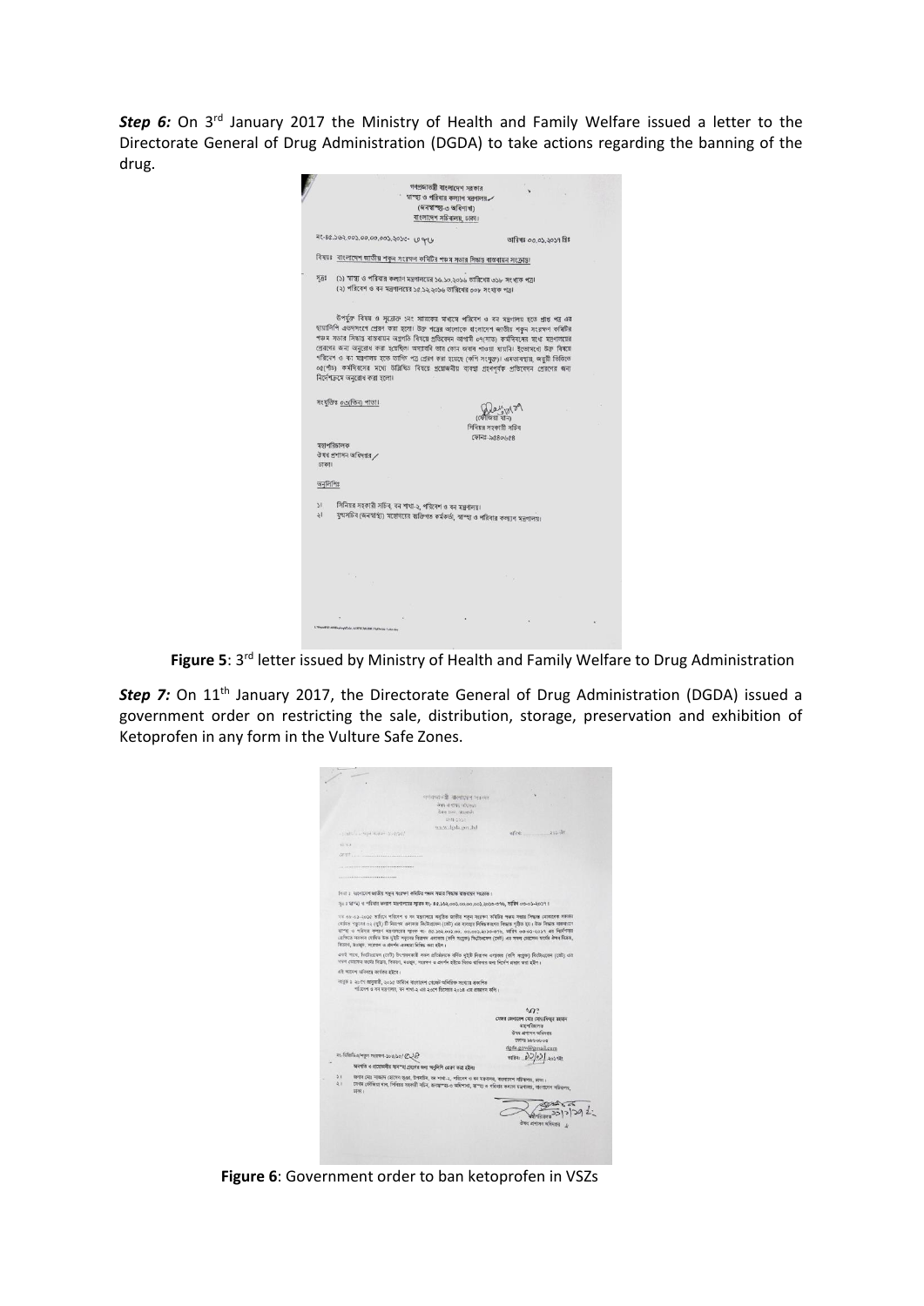***Step 6:*** On 3rd January 2017 the Ministry of Health and Family Welfare issued a letter to the Directorate General of Drug Administration (DGDA) to take actions regarding the banning of the drug.

**Figure 5**: 3rd letter issued by Ministry of Health and Family Welfare to Drug Administration

***Step 7:*** On 11th January 2017, the Directorate General of Drug Administration (DGDA) issued a government order on restricting the sale, distribution, storage, preservation and exhibition of Ketoprofen in any form in the Vulture Safe Zones.

**Figure 6**: Government order to ban ketoprofen in VSZs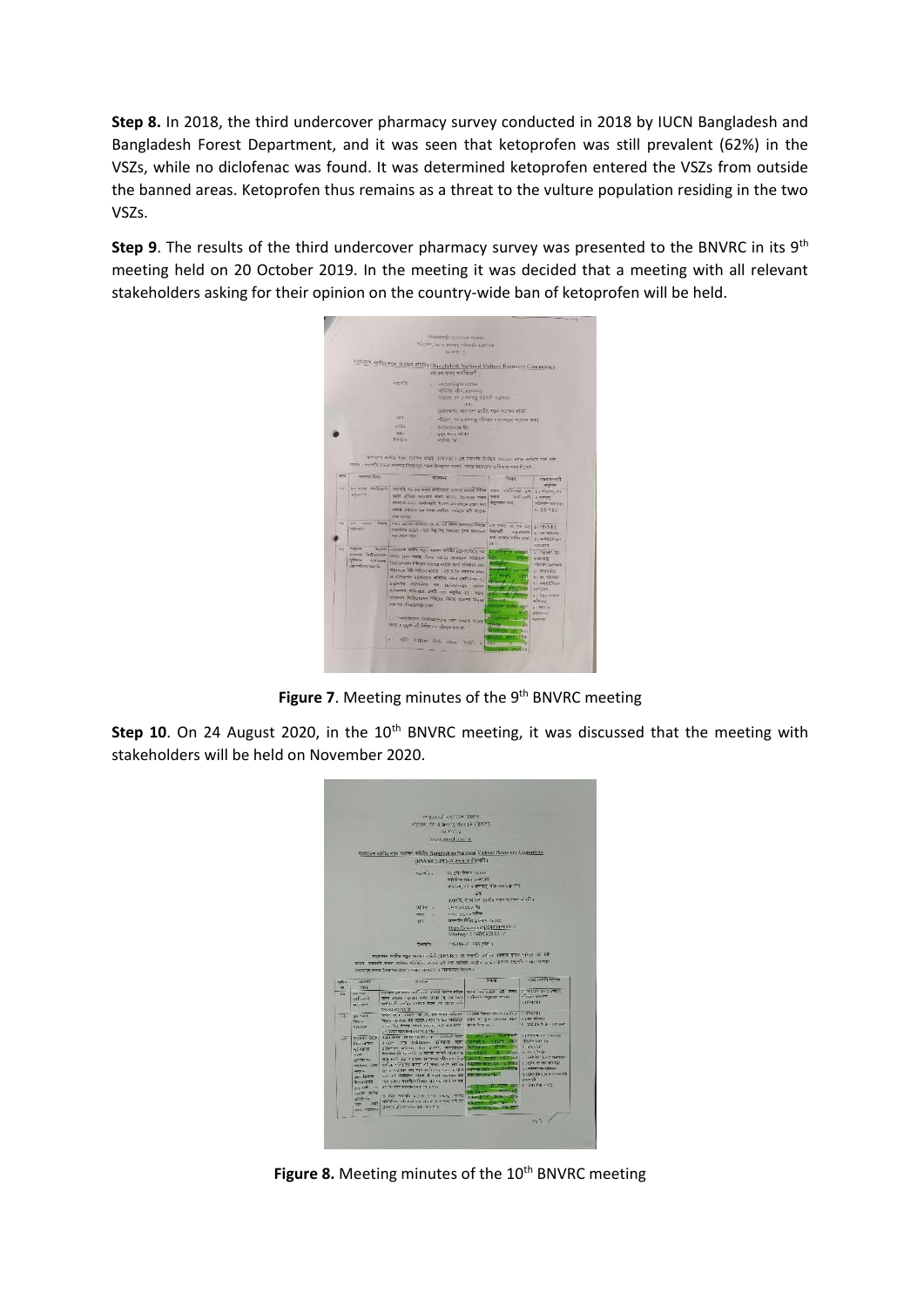**Step 8.** In 2018, the third undercover pharmacy survey conducted in 2018 by IUCN Bangladesh and Bangladesh Forest Department, and it was seen that ketoprofen was still prevalent (62%) in the VSZs, while no diclofenac was found. It was determined ketoprofen entered the VSZs from outside the banned areas. Ketoprofen thus remains as a threat to the vulture population residing in the two VSZs.

**Step 9**. The results of the third undercover pharmacy survey was presented to the BNVRC in its 9th meeting held on 20 October 2019. In the meeting it was decided that a meeting with all relevant stakeholders asking for their opinion on the country-wide ban of ketoprofen will be held.

**Figure 7**. Meeting minutes of the 9th BNVRC meeting

**Step 10**. On 24 August 2020, in the 10th BNVRC meeting, it was discussed that the meeting with stakeholders will be held on November 2020.

**Figure 8.** Meeting minutes of the 10th BNVRC meeting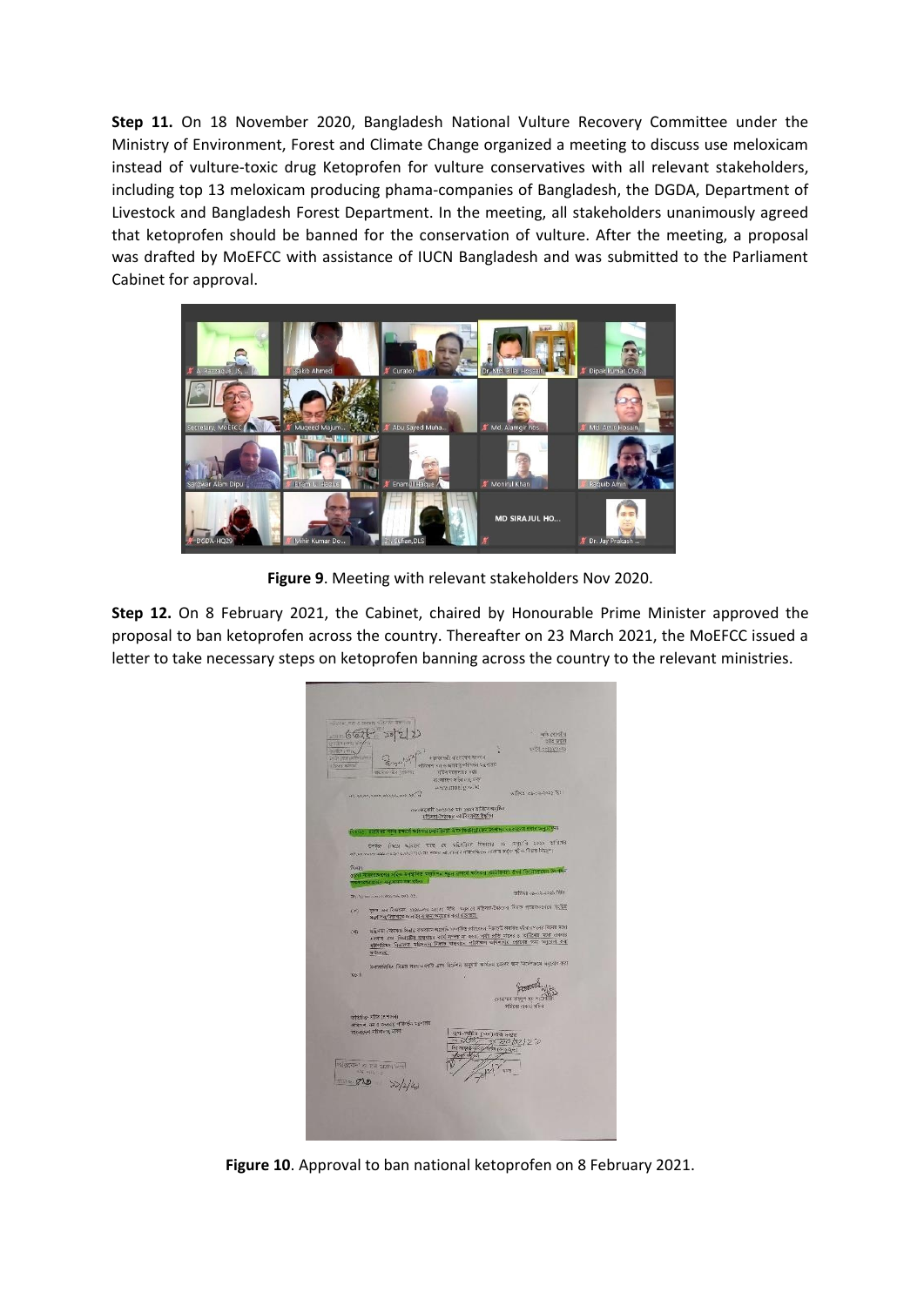**Step 11.** On 18 November 2020, Bangladesh National Vulture Recovery Committee under the Ministry of Environment, Forest and Climate Change organized a meeting to discuss use meloxicam instead of vulture-toxic drug Ketoprofen for vulture conservatives with all relevant stakeholders, including top 13 meloxicam producing phama-companies of Bangladesh, the DGDA, Department of Livestock and Bangladesh Forest Department. In the meeting, all stakeholders unanimously agreed that ketoprofen should be banned for the conservation of vulture. After the meeting, a proposal was drafted by MoEFCC with assistance of IUCN Bangladesh and was submitted to the Parliament Cabinet for approval.

**Figure 9**. Meeting with relevant stakeholders Nov 2020.

**Step 12.** On 8 February 2021, the Cabinet, chaired by Honourable Prime Minister approved the proposal to ban ketoprofen across the country. Thereafter on 23 March 2021, the MoEFCC issued a letter to take necessary steps on ketoprofen banning across the country to the relevant ministries.

**Figure 10**. Approval to ban national ketoprofen on 8 February 2021.